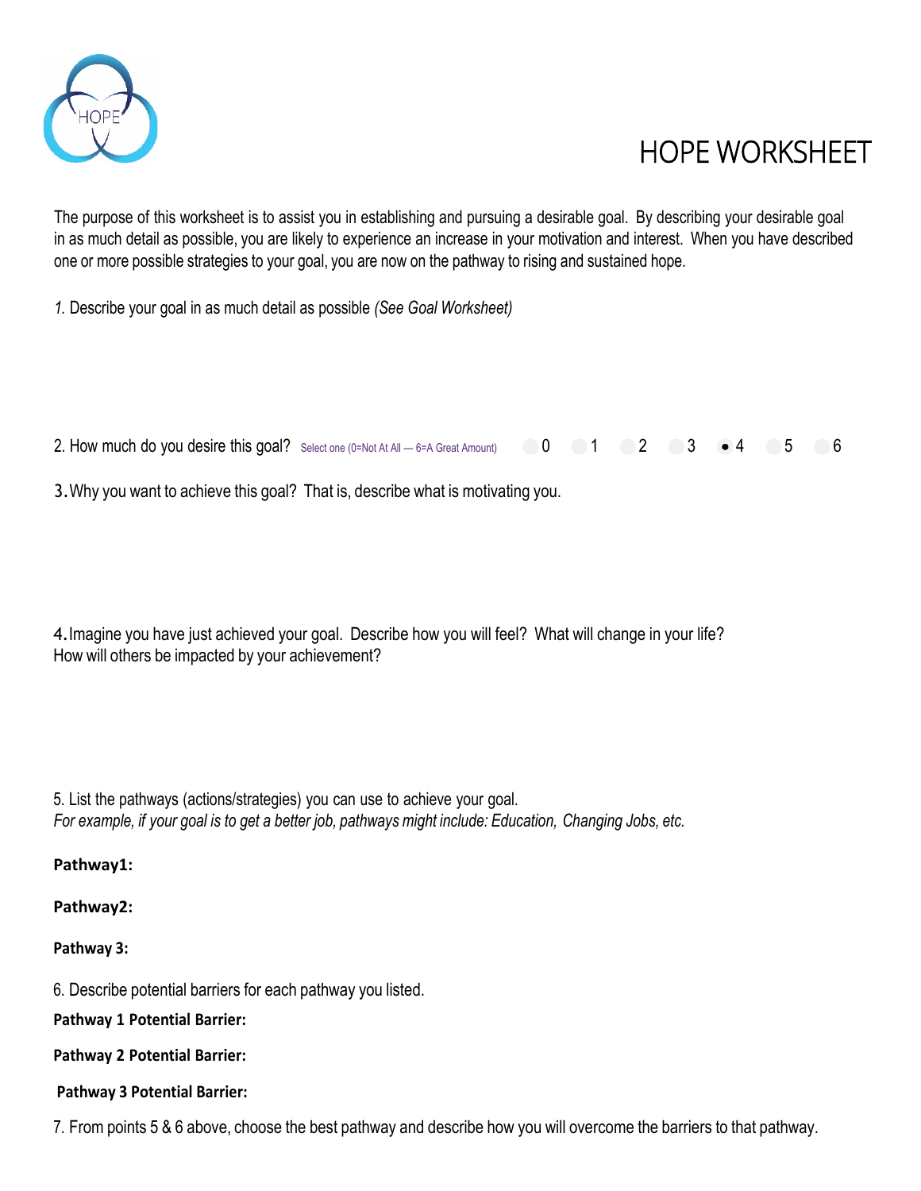# HOPE WORKSHEET

The purpose of this worksheet is to assist you in establishing and pursuing a desirable goal. By describing your desirable goal in as much detail as possible, you are likely to experience an increase in your motivation and interest. When you have described one or more possible strategies to your goal, you are now on the pathway to rising and sustained hope.

*1.* Describe your goal in as much detail as possible *(See Goal Worksheet)*

2. How much do you desire this goal? Select one (0=Not At All — 6=A Great Amount) ○ 0 ○ 1 ○ 2 ○ 3 ● 4 ○ 5 ○ 6

3. Why you want to achieve this goal? That is, describe what is motivating you.

4. Imagine you have just achieved your goal. Describe how you will feel? What will change in your life? How will others be impacted by your achievement?

5. List the pathways (actions/strategies) you can use to achieve your goal.
*For example, if your goal is to get a better job, pathways might include: Education, Changing Jobs, etc.*

**Pathway1:**

**Pathway2:**

**Pathway 3:**

6. Describe potential barriers for each pathway you listed.

**Pathway 1 Potential Barrier:**

**Pathway 2 Potential Barrier:**

**Pathway 3 Potential Barrier:**

7. From points 5 & 6 above, choose the best pathway and describe how you will overcome the barriers to that pathway.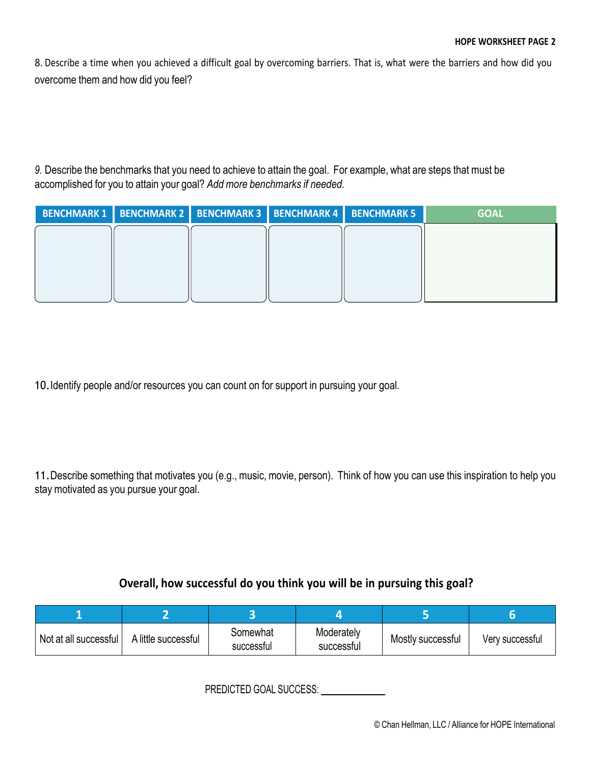8. Describe a time when you achieved a difficult goal by overcoming barriers. That is, what were the barriers and how did you overcome them and how did you feel?

*9.* Describe the benchmarks that you need to achieve to attain the goal. For example, what are steps that must be accomplished for you to attain your goal? *Add more benchmarks if needed.*

| BENCHMARK 1 | BENCHMARK 2 | BENCHMARK 3 | BENCHMARK 4 | BENCHMARK 5 | GOAL |
| --- | --- | --- | --- | --- | --- |
| | | | | | |

10. Identify people and/or resources you can count on for support in pursuing your goal.

11. Describe something that motivates you (e.g., music, movie, person). Think of how you can use this inspiration to help you stay motivated as you pursue your goal.

**Overall, how successful do you think you will be in pursuing this goal?**

| 1 | 2 | 3 | 4 | 5 | 6 |
| --- | --- | --- | --- | --- | --- |
| Not at all successful | A little successful | Somewhat successful | Moderately successful | Mostly successful | Very successful |

PREDICTED GOAL SUCCESS: ____________

© Chan Hellman, LLC / Alliance for HOPE International